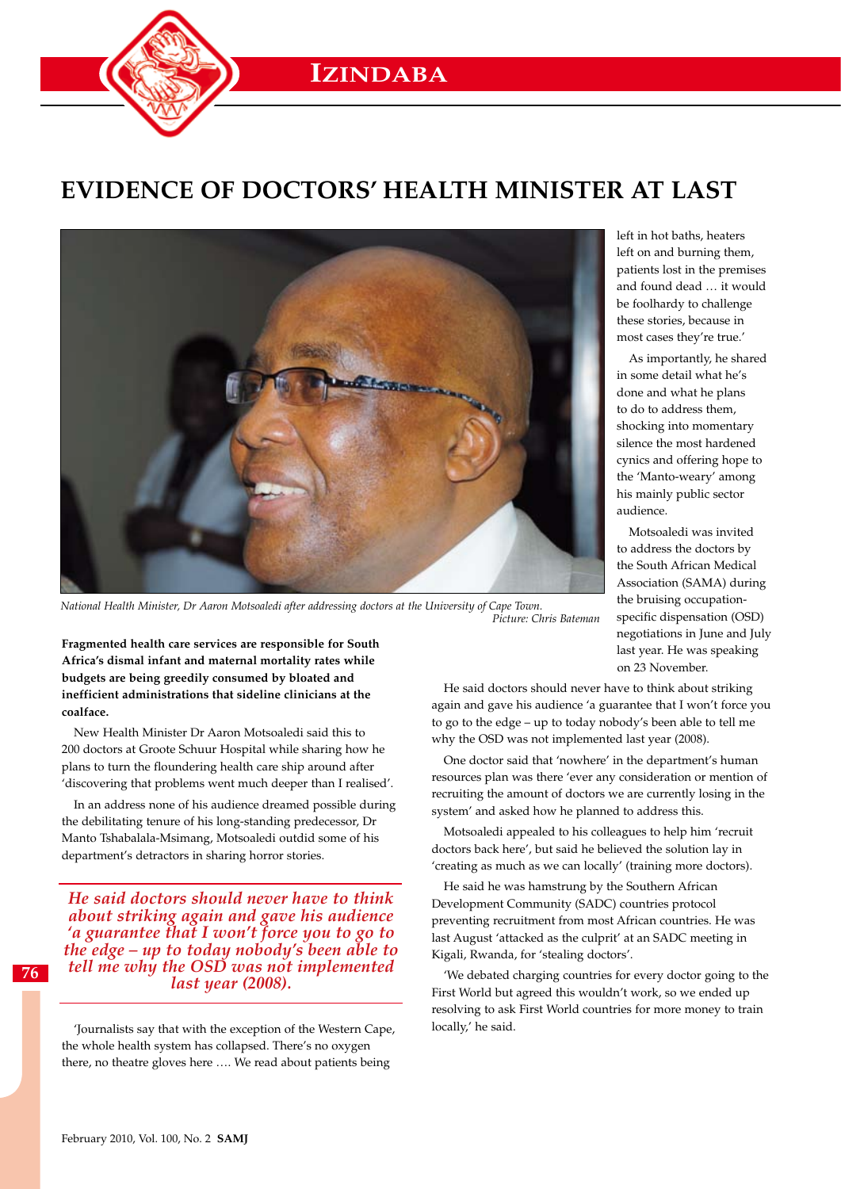# EVIDENCE OF DOCTORS' HEALTH MINISTER AT LAST

*National Health Minister, Dr Aaron Motsoaledi after addressing doctors at the University of Cape Town.*
*Picture: Chris Bateman*

**Fragmented health care services are responsible for South Africa's dismal infant and maternal mortality rates while budgets are being greedily consumed by bloated and inefficient administrations that sideline clinicians at the coalface.**

New Health Minister Dr Aaron Motsoaledi said this to 200 doctors at Groote Schuur Hospital while sharing how he plans to turn the floundering health care ship around after 'discovering that problems went much deeper than I realised'.

In an address none of his audience dreamed possible during the debilitating tenure of his long-standing predecessor, Dr Manto Tshabalala-Msimang, Motsoaledi outdid some of his department's detractors in sharing horror stories.

*He said doctors should never have to think about striking again and gave his audience 'a guarantee that I won't force you to go to the edge – up to today nobody's been able to tell me why the OSD was not implemented last year (2008).*

'Journalists say that with the exception of the Western Cape, the whole health system has collapsed. There's no oxygen there, no theatre gloves here …. We read about patients being left in hot baths, heaters left on and burning them, patients lost in the premises and found dead … it would be foolhardy to challenge these stories, because in most cases they're true.'

As importantly, he shared in some detail what he's done and what he plans to do to address them, shocking into momentary silence the most hardened cynics and offering hope to the 'Manto-weary' among his mainly public sector audience.

Motsoaledi was invited to address the doctors by the South African Medical Association (SAMA) during the bruising occupation-specific dispensation (OSD) negotiations in June and July last year. He was speaking on 23 November.

He said doctors should never have to think about striking again and gave his audience 'a guarantee that I won't force you to go to the edge – up to today nobody's been able to tell me why the OSD was not implemented last year (2008).

One doctor said that 'nowhere' in the department's human resources plan was there 'ever any consideration or mention of recruiting the amount of doctors we are currently losing in the system' and asked how he planned to address this.

Motsoaledi appealed to his colleagues to help him 'recruit doctors back here', but said he believed the solution lay in 'creating as much as we can locally' (training more doctors).

He said he was hamstrung by the Southern African Development Community (SADC) countries protocol preventing recruitment from most African countries. He was last August 'attacked as the culprit' at an SADC meeting in Kigali, Rwanda, for 'stealing doctors'.

'We debated charging countries for every doctor going to the First World but agreed this wouldn't work, so we ended up resolving to ask First World countries for more money to train locally,' he said.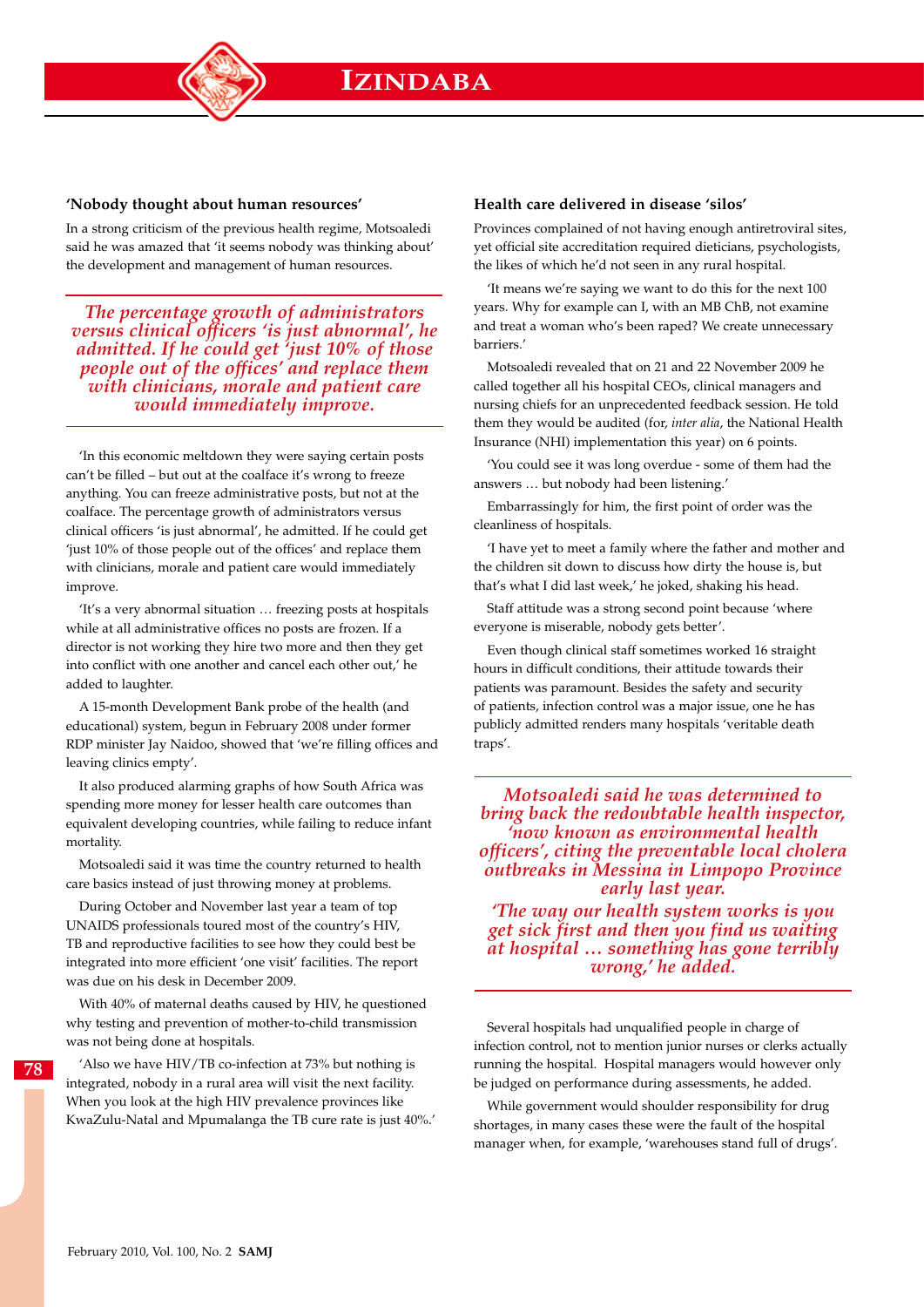### 'Nobody thought about human resources'

In a strong criticism of the previous health regime, Motsoaledi said he was amazed that 'it seems nobody was thinking about' the development and management of human resources.

> *The percentage growth of administrators versus clinical officers 'is just abnormal', he admitted. If he could get 'just 10% of those people out of the offices' and replace them with clinicians, morale and patient care would immediately improve.*

'In this economic meltdown they were saying certain posts can't be filled – but out at the coalface it's wrong to freeze anything. You can freeze administrative posts, but not at the coalface. The percentage growth of administrators versus clinical officers 'is just abnormal', he admitted. If he could get 'just 10% of those people out of the offices' and replace them with clinicians, morale and patient care would immediately improve.

'It's a very abnormal situation … freezing posts at hospitals while at all administrative offices no posts are frozen. If a director is not working they hire two more and then they get into conflict with one another and cancel each other out,' he added to laughter.

A 15-month Development Bank probe of the health (and educational) system, begun in February 2008 under former RDP minister Jay Naidoo, showed that 'we're filling offices and leaving clinics empty'.

It also produced alarming graphs of how South Africa was spending more money for lesser health care outcomes than equivalent developing countries, while failing to reduce infant mortality.

Motsoaledi said it was time the country returned to health care basics instead of just throwing money at problems.

During October and November last year a team of top UNAIDS professionals toured most of the country's HIV, TB and reproductive facilities to see how they could best be integrated into more efficient 'one visit' facilities. The report was due on his desk in December 2009.

With 40% of maternal deaths caused by HIV, he questioned why testing and prevention of mother-to-child transmission was not being done at hospitals.

'Also we have HIV/TB co-infection at 73% but nothing is integrated, nobody in a rural area will visit the next facility. When you look at the high HIV prevalence provinces like KwaZulu-Natal and Mpumalanga the TB cure rate is just 40%.'

### Health care delivered in disease 'silos'

Provinces complained of not having enough antiretroviral sites, yet official site accreditation required dieticians, psychologists, the likes of which he'd not seen in any rural hospital.

'It means we're saying we want to do this for the next 100 years. Why for example can I, with an MB ChB, not examine and treat a woman who's been raped? We create unnecessary barriers.'

Motsoaledi revealed that on 21 and 22 November 2009 he called together all his hospital CEOs, clinical managers and nursing chiefs for an unprecedented feedback session. He told them they would be audited (for, *inter alia*, the National Health Insurance (NHI) implementation this year) on 6 points.

'You could see it was long overdue - some of them had the answers … but nobody had been listening.'

Embarrassingly for him, the first point of order was the cleanliness of hospitals.

'I have yet to meet a family where the father and mother and the children sit down to discuss how dirty the house is, but that's what I did last week,' he joked, shaking his head.

Staff attitude was a strong second point because 'where everyone is miserable, nobody gets better'.

Even though clinical staff sometimes worked 16 straight hours in difficult conditions, their attitude towards their patients was paramount. Besides the safety and security of patients, infection control was a major issue, one he has publicly admitted renders many hospitals 'veritable death traps'.

> *Motsoaledi said he was determined to bring back the redoubtable health inspector, 'now known as environmental health officers', citing the preventable local cholera outbreaks in Messina in Limpopo Province early last year.*
> *'The way our health system works is you get sick first and then you find us waiting at hospital … something has gone terribly wrong,' he added.*

Several hospitals had unqualified people in charge of infection control, not to mention junior nurses or clerks actually running the hospital. Hospital managers would however only be judged on performance during assessments, he added.

While government would shoulder responsibility for drug shortages, in many cases these were the fault of the hospital manager when, for example, 'warehouses stand full of drugs'.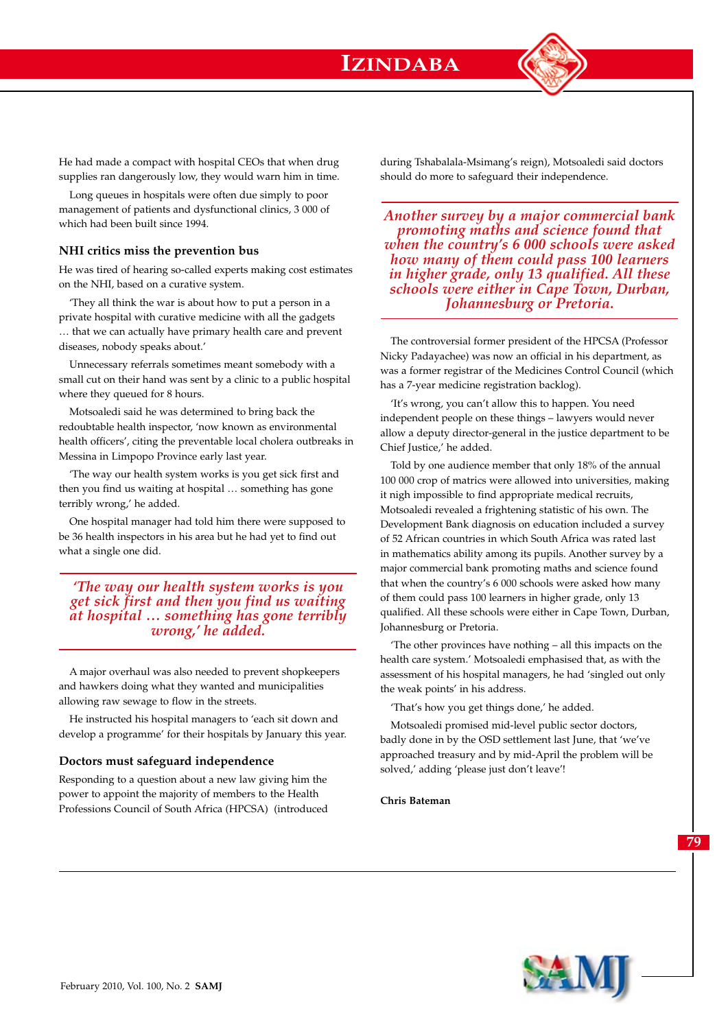He had made a compact with hospital CEOs that when drug supplies ran dangerously low, they would warn him in time.

Long queues in hospitals were often due simply to poor management of patients and dysfunctional clinics, 3 000 of which had been built since 1994.

### NHI critics miss the prevention bus

He was tired of hearing so-called experts making cost estimates on the NHI, based on a curative system.

'They all think the war is about how to put a person in a private hospital with curative medicine with all the gadgets … that we can actually have primary health care and prevent diseases, nobody speaks about.'

Unnecessary referrals sometimes meant somebody with a small cut on their hand was sent by a clinic to a public hospital where they queued for 8 hours.

Motsoaledi said he was determined to bring back the redoubtable health inspector, 'now known as environmental health officers', citing the preventable local cholera outbreaks in Messina in Limpopo Province early last year.

'The way our health system works is you get sick first and then you find us waiting at hospital … something has gone terribly wrong,' he added.

One hospital manager had told him there were supposed to be 36 health inspectors in his area but he had yet to find out what a single one did.

> *'The way our health system works is you get sick first and then you find us waiting at hospital … something has gone terribly wrong,' he added.*

A major overhaul was also needed to prevent shopkeepers and hawkers doing what they wanted and municipalities allowing raw sewage to flow in the streets.

He instructed his hospital managers to 'each sit down and develop a programme' for their hospitals by January this year.

### Doctors must safeguard independence

Responding to a question about a new law giving him the power to appoint the majority of members to the Health Professions Council of South Africa (HPCSA) (introduced during Tshabalala-Msimang's reign), Motsoaledi said doctors should do more to safeguard their independence.

> *Another survey by a major commercial bank promoting maths and science found that when the country's 6 000 schools were asked how many of them could pass 100 learners in higher grade, only 13 qualified. All these schools were either in Cape Town, Durban, Johannesburg or Pretoria.*

The controversial former president of the HPCSA (Professor Nicky Padayachee) was now an official in his department, as was a former registrar of the Medicines Control Council (which has a 7-year medicine registration backlog).

'It's wrong, you can't allow this to happen. You need independent people on these things – lawyers would never allow a deputy director-general in the justice department to be Chief Justice,' he added.

Told by one audience member that only 18% of the annual 100 000 crop of matrics were allowed into universities, making it nigh impossible to find appropriate medical recruits, Motsoaledi revealed a frightening statistic of his own. The Development Bank diagnosis on education included a survey of 52 African countries in which South Africa was rated last in mathematics ability among its pupils. Another survey by a major commercial bank promoting maths and science found that when the country's 6 000 schools were asked how many of them could pass 100 learners in higher grade, only 13 qualified. All these schools were either in Cape Town, Durban, Johannesburg or Pretoria.

'The other provinces have nothing – all this impacts on the health care system.' Motsoaledi emphasised that, as with the assessment of his hospital managers, he had 'singled out only the weak points' in his address.

'That's how you get things done,' he added.

Motsoaledi promised mid-level public sector doctors, badly done in by the OSD settlement last June, that 'we've approached treasury and by mid-April the problem will be solved,' adding 'please just don't leave'!

**Chris Bateman**